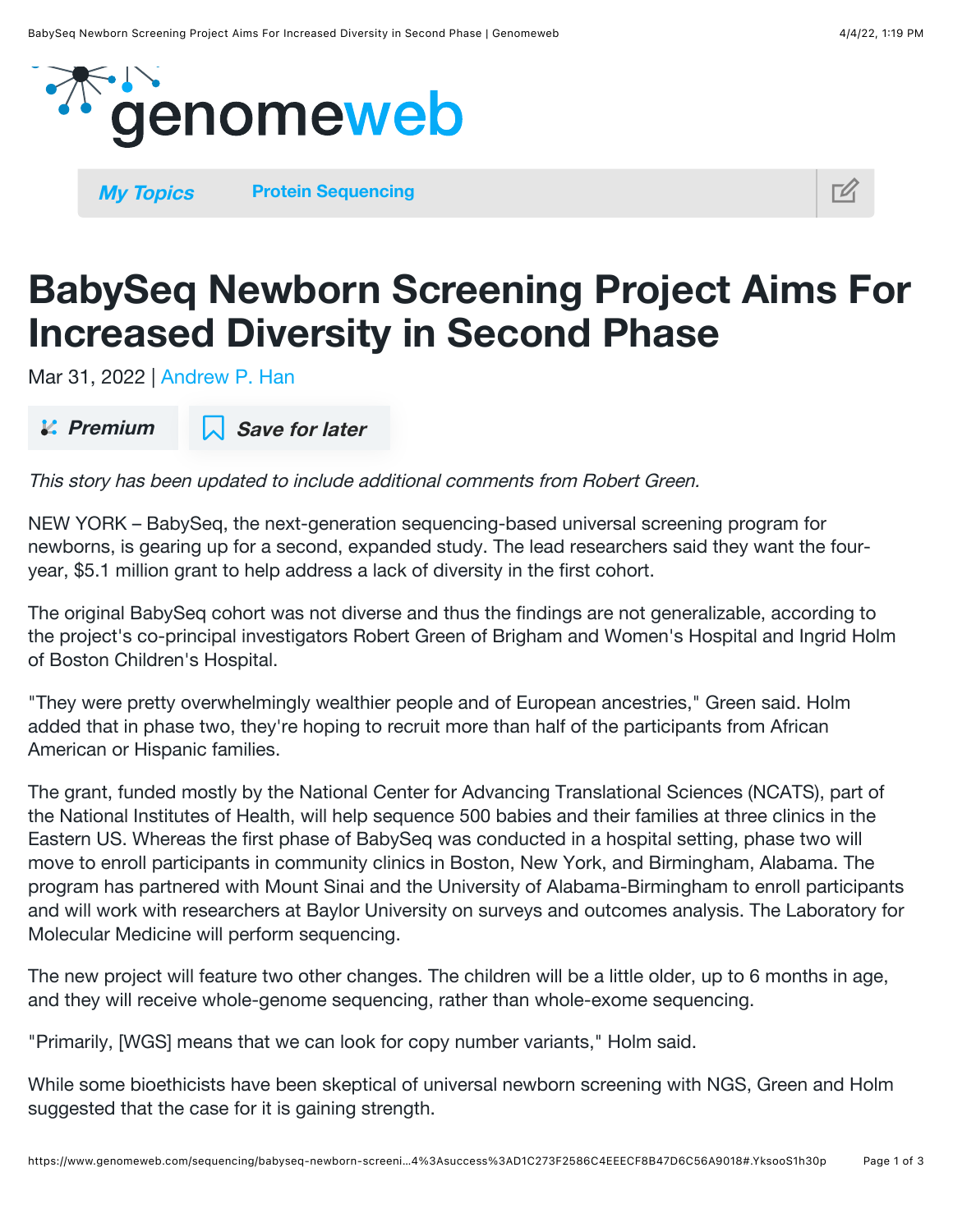# BabySeq Newborn Screening Project Aims For Increased Diversity in Second Phase

Mar 31, 2022 | Andrew P. Han

*This story has been updated to include additional comments from Robert Green.*

NEW YORK – BabySeq, the next-generation sequencing-based universal screening program for newborns, is gearing up for a second, expanded study. The lead researchers said they want the four-year, $5.1 million grant to help address a lack of diversity in the first cohort.

The original BabySeq cohort was not diverse and thus the findings are not generalizable, according to the project's co-principal investigators Robert Green of Brigham and Women's Hospital and Ingrid Holm of Boston Children's Hospital.

"They were pretty overwhelmingly wealthier people and of European ancestries," Green said. Holm added that in phase two, they're hoping to recruit more than half of the participants from African American or Hispanic families.

The grant, funded mostly by the National Center for Advancing Translational Sciences (NCATS), part of the National Institutes of Health, will help sequence 500 babies and their families at three clinics in the Eastern US. Whereas the first phase of BabySeq was conducted in a hospital setting, phase two will move to enroll participants in community clinics in Boston, New York, and Birmingham, Alabama. The program has partnered with Mount Sinai and the University of Alabama-Birmingham to enroll participants and will work with researchers at Baylor University on surveys and outcomes analysis. The Laboratory for Molecular Medicine will perform sequencing.

The new project will feature two other changes. The children will be a little older, up to 6 months in age, and they will receive whole-genome sequencing, rather than whole-exome sequencing.

"Primarily, [WGS] means that we can look for copy number variants," Holm said.

While some bioethicists have been skeptical of universal newborn screening with NGS, Green and Holm suggested that the case for it is gaining strength.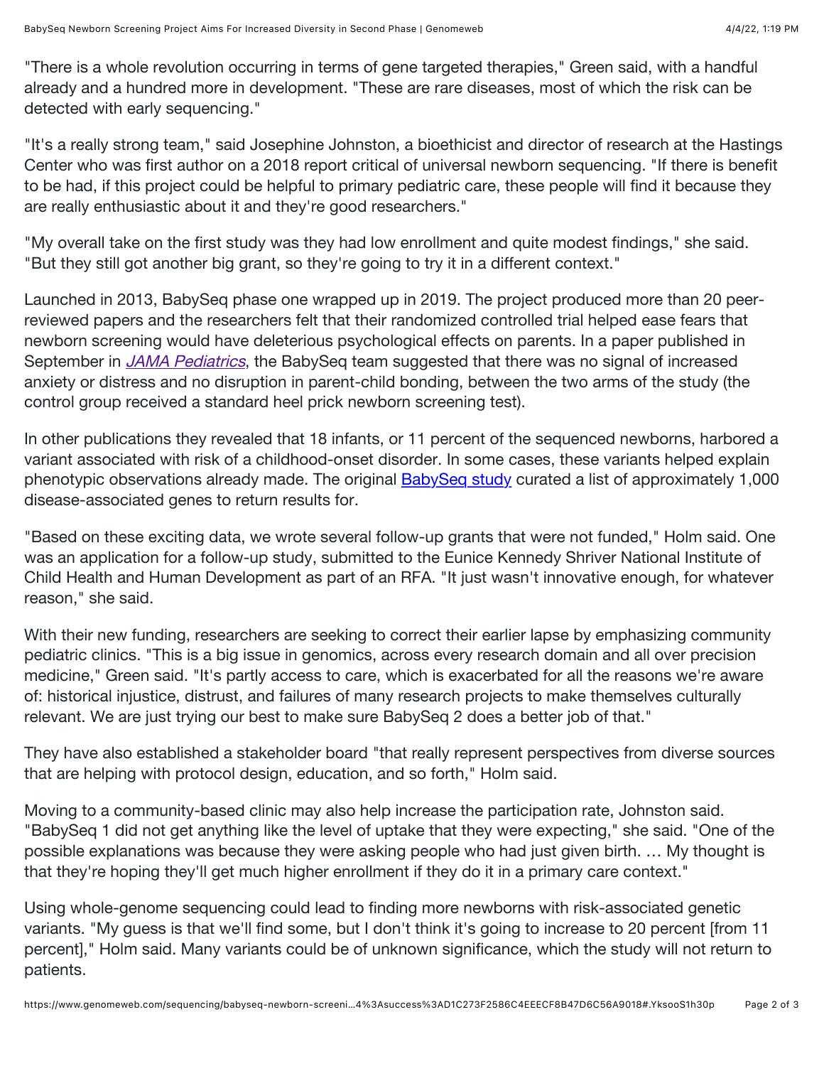"There is a whole revolution occurring in terms of gene targeted therapies," Green said, with a handful already and a hundred more in development. "These are rare diseases, most of which the risk can be detected with early sequencing."

"It's a really strong team," said Josephine Johnston, a bioethicist and director of research at the Hastings Center who was first author on a 2018 report critical of universal newborn sequencing. "If there is benefit to be had, if this project could be helpful to primary pediatric care, these people will find it because they are really enthusiastic about it and they're good researchers."

"My overall take on the first study was they had low enrollment and quite modest findings," she said. "But they still got another big grant, so they're going to try it in a different context."

Launched in 2013, BabySeq phase one wrapped up in 2019. The project produced more than 20 peer-reviewed papers and the researchers felt that their randomized controlled trial helped ease fears that newborn screening would have deleterious psychological effects on parents. In a paper published in September in *JAMA Pediatrics*, the BabySeq team suggested that there was no signal of increased anxiety or distress and no disruption in parent-child bonding, between the two arms of the study (the control group received a standard heel prick newborn screening test).

In other publications they revealed that 18 infants, or 11 percent of the sequenced newborns, harbored a variant associated with risk of a childhood-onset disorder. In some cases, these variants helped explain phenotypic observations already made. The original BabySeq study curated a list of approximately 1,000 disease-associated genes to return results for.

"Based on these exciting data, we wrote several follow-up grants that were not funded," Holm said. One was an application for a follow-up study, submitted to the Eunice Kennedy Shriver National Institute of Child Health and Human Development as part of an RFA. "It just wasn't innovative enough, for whatever reason," she said.

With their new funding, researchers are seeking to correct their earlier lapse by emphasizing community pediatric clinics. "This is a big issue in genomics, across every research domain and all over precision medicine," Green said. "It's partly access to care, which is exacerbated for all the reasons we're aware of: historical injustice, distrust, and failures of many research projects to make themselves culturally relevant. We are just trying our best to make sure BabySeq 2 does a better job of that."

They have also established a stakeholder board "that really represent perspectives from diverse sources that are helping with protocol design, education, and so forth," Holm said.

Moving to a community-based clinic may also help increase the participation rate, Johnston said. "BabySeq 1 did not get anything like the level of uptake that they were expecting," she said. "One of the possible explanations was because they were asking people who had just given birth. … My thought is that they're hoping they'll get much higher enrollment if they do it in a primary care context."

Using whole-genome sequencing could lead to finding more newborns with risk-associated genetic variants. "My guess is that we'll find some, but I don't think it's going to increase to 20 percent [from 11 percent]," Holm said. Many variants could be of unknown significance, which the study will not return to patients.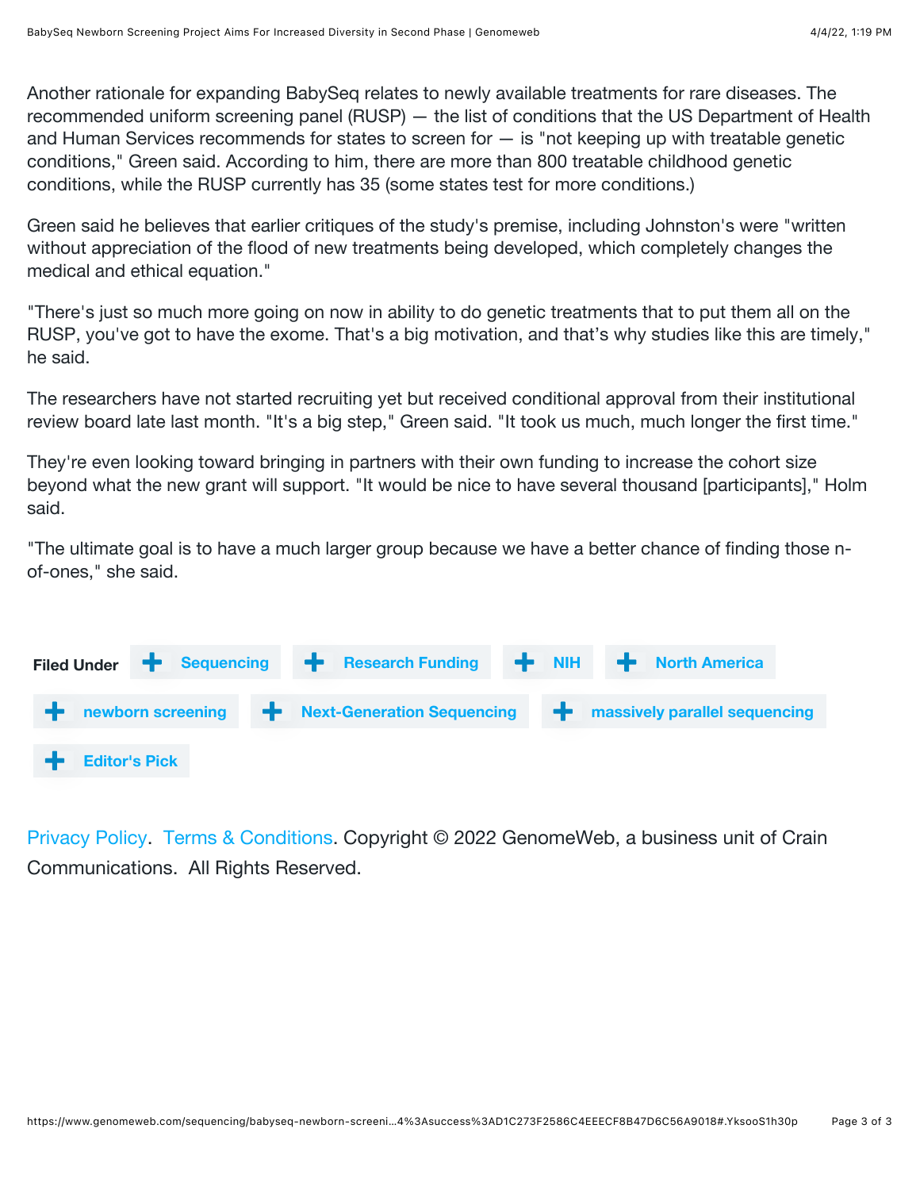Another rationale for expanding BabySeq relates to newly available treatments for rare diseases. The recommended uniform screening panel (RUSP) — the list of conditions that the US Department of Health and Human Services recommends for states to screen for — is "not keeping up with treatable genetic conditions," Green said. According to him, there are more than 800 treatable childhood genetic conditions, while the RUSP currently has 35 (some states test for more conditions.)

Green said he believes that earlier critiques of the study's premise, including Johnston's were "written without appreciation of the flood of new treatments being developed, which completely changes the medical and ethical equation."

"There's just so much more going on now in ability to do genetic treatments that to put them all on the RUSP, you've got to have the exome. That's a big motivation, and that's why studies like this are timely," he said.

The researchers have not started recruiting yet but received conditional approval from their institutional review board late last month. "It's a big step," Green said. "It took us much, much longer the first time."

They're even looking toward bringing in partners with their own funding to increase the cohort size beyond what the new grant will support. "It would be nice to have several thousand [participants]," Holm said.

"The ultimate goal is to have a much larger group because we have a better chance of finding those n-of-ones," she said.

**Filed Under** Sequencing | Research Funding | NIH | North America | newborn screening | Next-Generation Sequencing | massively parallel sequencing | Editor's Pick

Privacy Policy. Terms & Conditions. Copyright © 2022 GenomeWeb, a business unit of Crain Communications. All Rights Reserved.